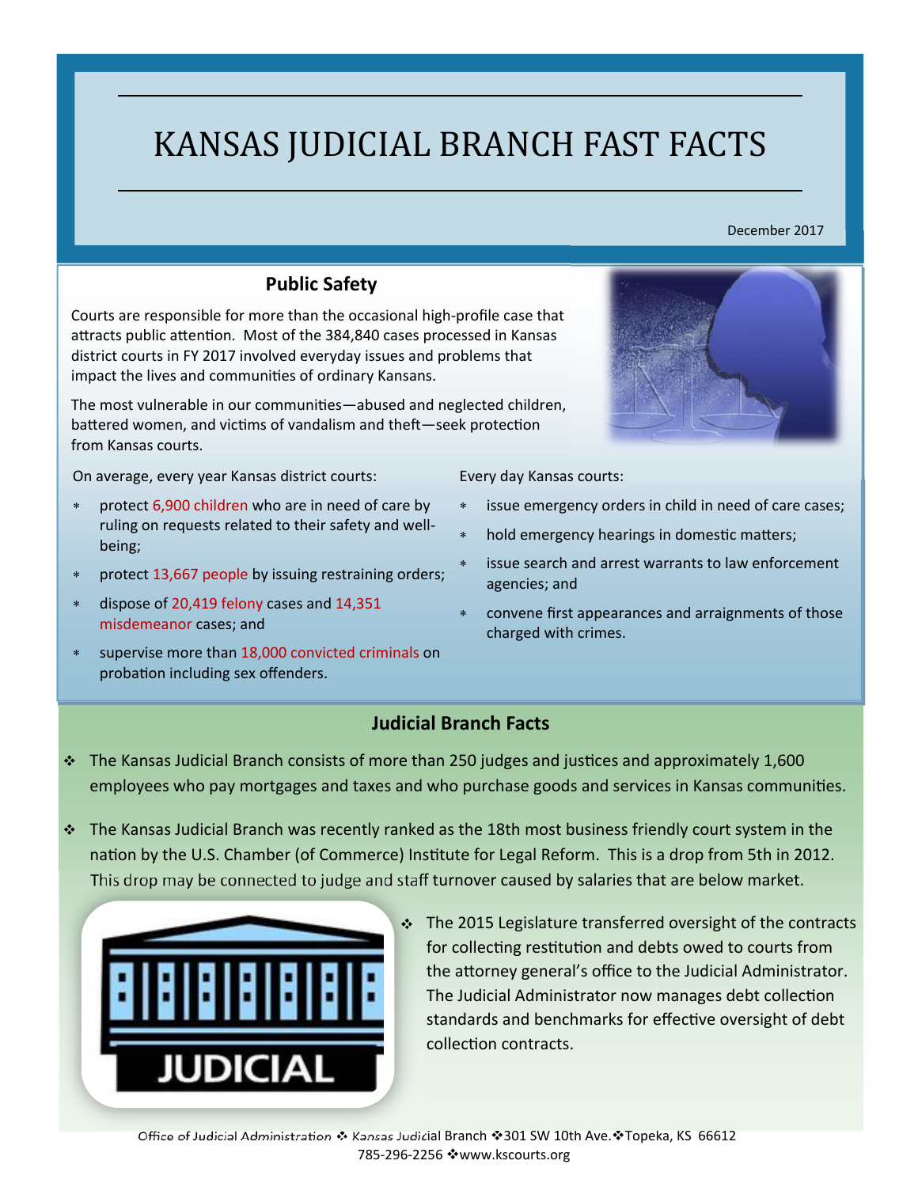# KANSAS JUDICIAL BRANCH FAST FACTS

December 2017

## Public Safety

Courts are responsible for more than the occasional high-profile case that attracts public attention. Most of the 384,840 cases processed in Kansas district courts in FY 2017 involved everyday issues and problems that impact the lives and communities of ordinary Kansans.

The most vulnerable in our communities—abused and neglected children, battered women, and victims of vandalism and theft—seek protection from Kansas courts.

On average, every year Kansas district courts:

* protect 6,900 children who are in need of care by ruling on requests related to their safety and well-being;
* protect 13,667 people by issuing restraining orders;
* dispose of 20,419 felony cases and 14,351 misdemeanor cases; and
* supervise more than 18,000 convicted criminals on probation including sex offenders.

Every day Kansas courts:

* issue emergency orders in child in need of care cases;
* hold emergency hearings in domestic matters;
* issue search and arrest warrants to law enforcement agencies; and
* convene first appearances and arraignments of those charged with crimes.

## Judicial Branch Facts

- The Kansas Judicial Branch consists of more than 250 judges and justices and approximately 1,600 employees who pay mortgages and taxes and who purchase goods and services in Kansas communities.
- The Kansas Judicial Branch was recently ranked as the 18th most business friendly court system in the nation by the U.S. Chamber (of Commerce) Institute for Legal Reform. This is a drop from 5th in 2012. This drop may be connected to judge and staff turnover caused by salaries that are below market.
- The 2015 Legislature transferred oversight of the contracts for collecting restitution and debts owed to courts from the attorney general's office to the Judicial Administrator. The Judicial Administrator now manages debt collection standards and benchmarks for effective oversight of debt collection contracts.

Office of Judicial Administration ❖ Kansas Judicial Branch ❖301 SW 10th Ave.❖Topeka, KS 66612
785-296-2256 ❖www.kscourts.org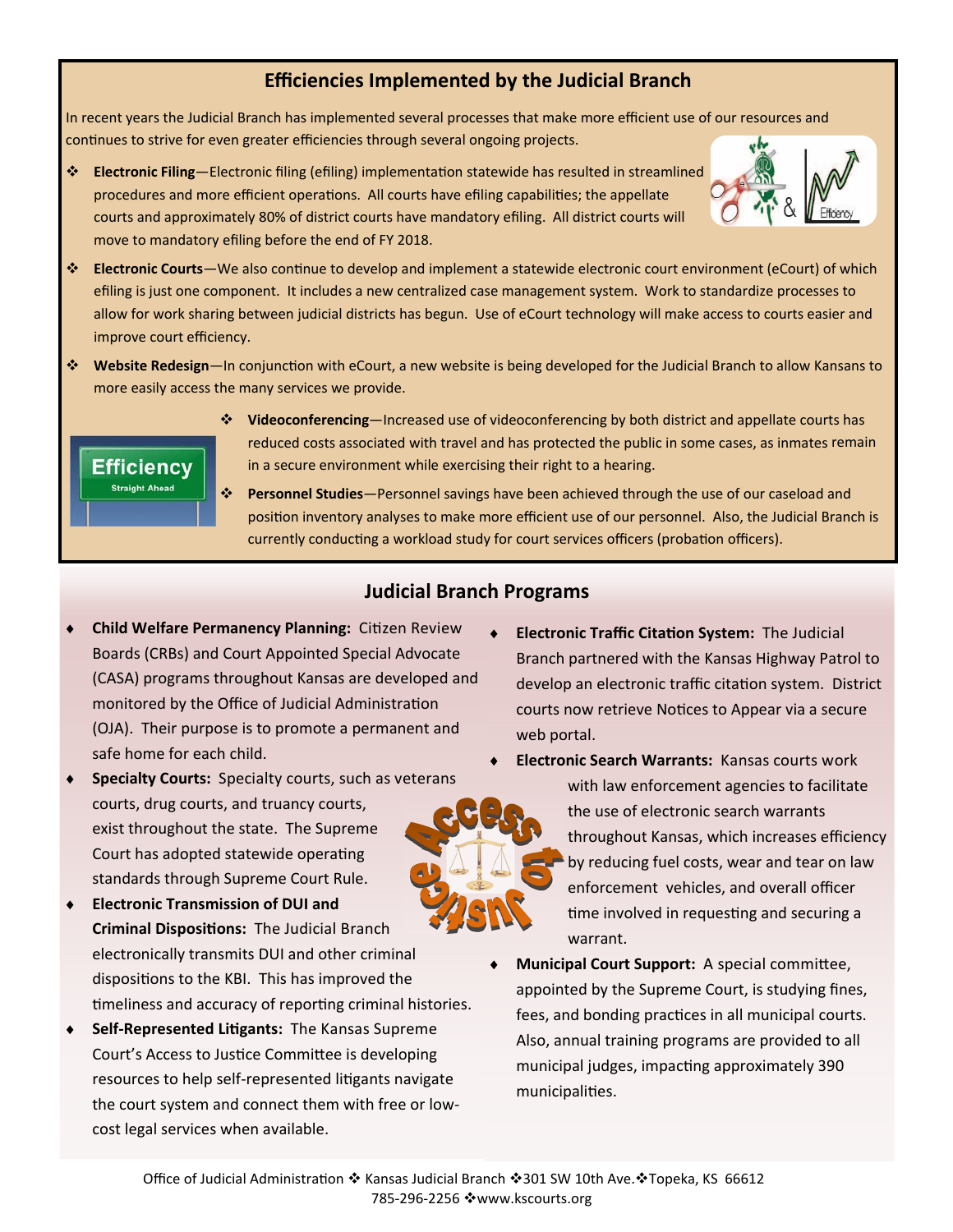## Efficiencies Implemented by the Judicial Branch

In recent years the Judicial Branch has implemented several processes that make more efficient use of our resources and continues to strive for even greater efficiencies through several ongoing projects.

- **Electronic Filing**—Electronic filing (efiling) implementation statewide has resulted in streamlined procedures and more efficient operations. All courts have efiling capabilities; the appellate courts and approximately 80% of district courts have mandatory efiling. All district courts will move to mandatory efiling before the end of FY 2018.
- **Electronic Courts**—We also continue to develop and implement a statewide electronic court environment (eCourt) of which efiling is just one component. It includes a new centralized case management system. Work to standardize processes to allow for work sharing between judicial districts has begun. Use of eCourt technology will make access to courts easier and improve court efficiency.
- **Website Redesign**—In conjunction with eCourt, a new website is being developed for the Judicial Branch to allow Kansans to more easily access the many services we provide.
- **Videoconferencing**—Increased use of videoconferencing by both district and appellate courts has reduced costs associated with travel and has protected the public in some cases, as inmates remain in a secure environment while exercising their right to a hearing.
- **Personnel Studies**—Personnel savings have been achieved through the use of our caseload and position inventory analyses to make more efficient use of our personnel. Also, the Judicial Branch is currently conducting a workload study for court services officers (probation officers).

## Judicial Branch Programs

- **Child Welfare Permanency Planning:** Citizen Review Boards (CRBs) and Court Appointed Special Advocate (CASA) programs throughout Kansas are developed and monitored by the Office of Judicial Administration (OJA). Their purpose is to promote a permanent and safe home for each child.
- **Specialty Courts:** Specialty courts, such as veterans courts, drug courts, and truancy courts, exist throughout the state. The Supreme Court has adopted statewide operating standards through Supreme Court Rule.
- **Electronic Transmission of DUI and Criminal Dispositions:** The Judicial Branch electronically transmits DUI and other criminal dispositions to the KBI. This has improved the timeliness and accuracy of reporting criminal histories.
- **Self-Represented Litigants:** The Kansas Supreme Court's Access to Justice Committee is developing resources to help self-represented litigants navigate the court system and connect them with free or low-cost legal services when available.
- **Electronic Traffic Citation System:** The Judicial Branch partnered with the Kansas Highway Patrol to develop an electronic traffic citation system. District courts now retrieve Notices to Appear via a secure web portal.
- **Electronic Search Warrants:** Kansas courts work with law enforcement agencies to facilitate the use of electronic search warrants throughout Kansas, which increases efficiency by reducing fuel costs, wear and tear on law enforcement vehicles, and overall officer time involved in requesting and securing a warrant.
- **Municipal Court Support:** A special committee, appointed by the Supreme Court, is studying fines, fees, and bonding practices in all municipal courts. Also, annual training programs are provided to all municipal judges, impacting approximately 390 municipalities.

Office of Judicial Administration ❖ Kansas Judicial Branch ❖ 301 SW 10th Ave. ❖ Topeka, KS 66612
785-296-2256 ❖ www.kscourts.org